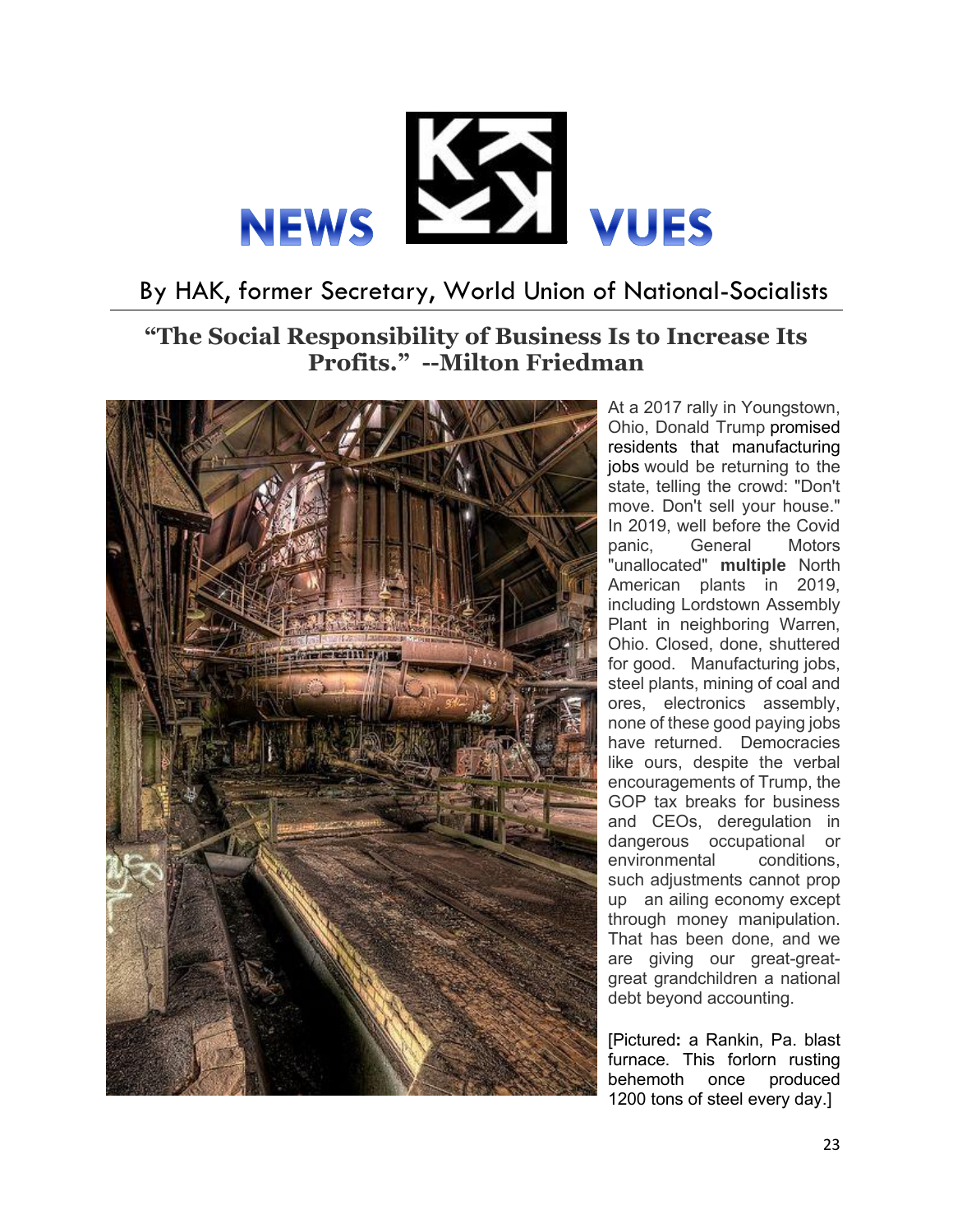# NEWS VUES

By HAK, former Secretary, World Union of National-Socialists

## "The Social Responsibility of Business Is to Increase Its Profits." --Milton Friedman

At a 2017 rally in Youngstown, Ohio, Donald Trump promised residents that manufacturing jobs would be returning to the state, telling the crowd: "Don't move. Don't sell your house." In 2019, well before the Covid panic, General Motors "unallocated" **multiple** North American plants in 2019, including Lordstown Assembly Plant in neighboring Warren, Ohio. Closed, done, shuttered for good. Manufacturing jobs, steel plants, mining of coal and ores, electronics assembly, none of these good paying jobs have returned. Democracies like ours, despite the verbal encouragements of Trump, the GOP tax breaks for business and CEOs, deregulation in dangerous occupational or environmental conditions, such adjustments cannot prop up an ailing economy except through money manipulation. That has been done, and we are giving our great-great-great grandchildren a national debt beyond accounting.

[Pictured**:** a Rankin, Pa. blast furnace. This forlorn rusting behemoth once produced 1200 tons of steel every day.]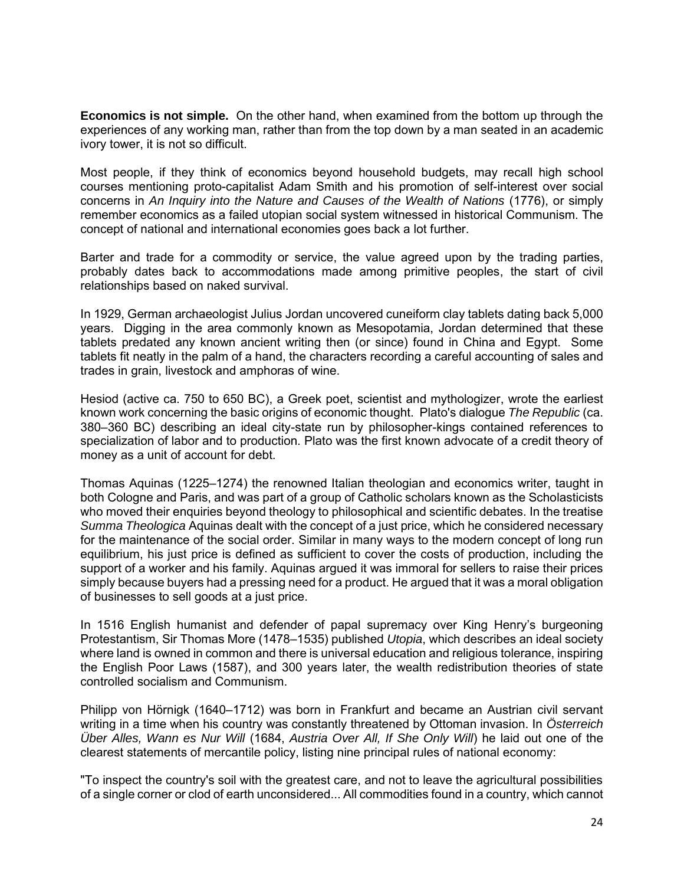**Economics is not simple.** On the other hand, when examined from the bottom up through the experiences of any working man, rather than from the top down by a man seated in an academic ivory tower, it is not so difficult.

Most people, if they think of economics beyond household budgets, may recall high school courses mentioning proto-capitalist Adam Smith and his promotion of self-interest over social concerns in *An Inquiry into the Nature and Causes of the Wealth of Nations* (1776), or simply remember economics as a failed utopian social system witnessed in historical Communism. The concept of national and international economies goes back a lot further.

Barter and trade for a commodity or service, the value agreed upon by the trading parties, probably dates back to accommodations made among primitive peoples, the start of civil relationships based on naked survival.

In 1929, German archaeologist Julius Jordan uncovered cuneiform clay tablets dating back 5,000 years. Digging in the area commonly known as Mesopotamia, Jordan determined that these tablets predated any known ancient writing then (or since) found in China and Egypt. Some tablets fit neatly in the palm of a hand, the characters recording a careful accounting of sales and trades in grain, livestock and amphoras of wine.

Hesiod (active ca. 750 to 650 BC), a Greek poet, scientist and mythologizer, wrote the earliest known work concerning the basic origins of economic thought. Plato's dialogue *The Republic* (ca. 380–360 BC) describing an ideal city-state run by philosopher-kings contained references to specialization of labor and to production. Plato was the first known advocate of a credit theory of money as a unit of account for debt.

Thomas Aquinas (1225–1274) the renowned Italian theologian and economics writer, taught in both Cologne and Paris, and was part of a group of Catholic scholars known as the Scholasticists who moved their enquiries beyond theology to philosophical and scientific debates. In the treatise *Summa Theologica* Aquinas dealt with the concept of a just price, which he considered necessary for the maintenance of the social order. Similar in many ways to the modern concept of long run equilibrium, his just price is defined as sufficient to cover the costs of production, including the support of a worker and his family. Aquinas argued it was immoral for sellers to raise their prices simply because buyers had a pressing need for a product. He argued that it was a moral obligation of businesses to sell goods at a just price.

In 1516 English humanist and defender of papal supremacy over King Henry's burgeoning Protestantism, Sir Thomas More (1478–1535) published *Utopia*, which describes an ideal society where land is owned in common and there is universal education and religious tolerance, inspiring the English Poor Laws (1587), and 300 years later, the wealth redistribution theories of state controlled socialism and Communism.

Philipp von Hörnigk (1640–1712) was born in Frankfurt and became an Austrian civil servant writing in a time when his country was constantly threatened by Ottoman invasion. In *Österreich Über Alles, Wann es Nur Will* (1684, *Austria Over All, If She Only Will*) he laid out one of the clearest statements of mercantile policy, listing nine principal rules of national economy:

"To inspect the country's soil with the greatest care, and not to leave the agricultural possibilities of a single corner or clod of earth unconsidered... All commodities found in a country, which cannot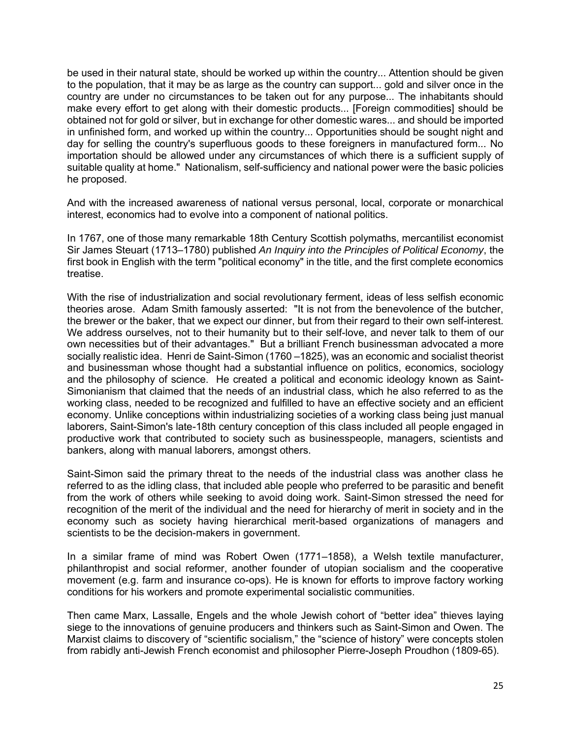be used in their natural state, should be worked up within the country... Attention should be given to the population, that it may be as large as the country can support... gold and silver once in the country are under no circumstances to be taken out for any purpose... The inhabitants should make every effort to get along with their domestic products... [Foreign commodities] should be obtained not for gold or silver, but in exchange for other domestic wares... and should be imported in unfinished form, and worked up within the country... Opportunities should be sought night and day for selling the country's superfluous goods to these foreigners in manufactured form... No importation should be allowed under any circumstances of which there is a sufficient supply of suitable quality at home." Nationalism, self-sufficiency and national power were the basic policies he proposed.

And with the increased awareness of national versus personal, local, corporate or monarchical interest, economics had to evolve into a component of national politics.

In 1767, one of those many remarkable 18th Century Scottish polymaths, mercantilist economist Sir James Steuart (1713–1780) published *An Inquiry into the Principles of Political Economy*, the first book in English with the term "political economy" in the title, and the first complete economics treatise.

With the rise of industrialization and social revolutionary ferment, ideas of less selfish economic theories arose. Adam Smith famously asserted: "It is not from the benevolence of the butcher, the brewer or the baker, that we expect our dinner, but from their regard to their own self-interest. We address ourselves, not to their humanity but to their self-love, and never talk to them of our own necessities but of their advantages." But a brilliant French businessman advocated a more socially realistic idea. Henri de Saint-Simon (1760 –1825), was an economic and socialist theorist and businessman whose thought had a substantial influence on politics, economics, sociology and the philosophy of science. He created a political and economic ideology known as Saint-Simonianism that claimed that the needs of an industrial class, which he also referred to as the working class, needed to be recognized and fulfilled to have an effective society and an efficient economy. Unlike conceptions within industrializing societies of a working class being just manual laborers, Saint-Simon's late-18th century conception of this class included all people engaged in productive work that contributed to society such as businesspeople, managers, scientists and bankers, along with manual laborers, amongst others.

Saint-Simon said the primary threat to the needs of the industrial class was another class he referred to as the idling class, that included able people who preferred to be parasitic and benefit from the work of others while seeking to avoid doing work. Saint-Simon stressed the need for recognition of the merit of the individual and the need for hierarchy of merit in society and in the economy such as society having hierarchical merit-based organizations of managers and scientists to be the decision-makers in government.

In a similar frame of mind was Robert Owen (1771–1858), a Welsh textile manufacturer, philanthropist and social reformer, another founder of utopian socialism and the cooperative movement (e.g. farm and insurance co-ops). He is known for efforts to improve factory working conditions for his workers and promote experimental socialistic communities.

Then came Marx, Lassalle, Engels and the whole Jewish cohort of "better idea" thieves laying siege to the innovations of genuine producers and thinkers such as Saint-Simon and Owen. The Marxist claims to discovery of "scientific socialism," the "science of history" were concepts stolen from rabidly anti-Jewish French economist and philosopher Pierre-Joseph Proudhon (1809-65).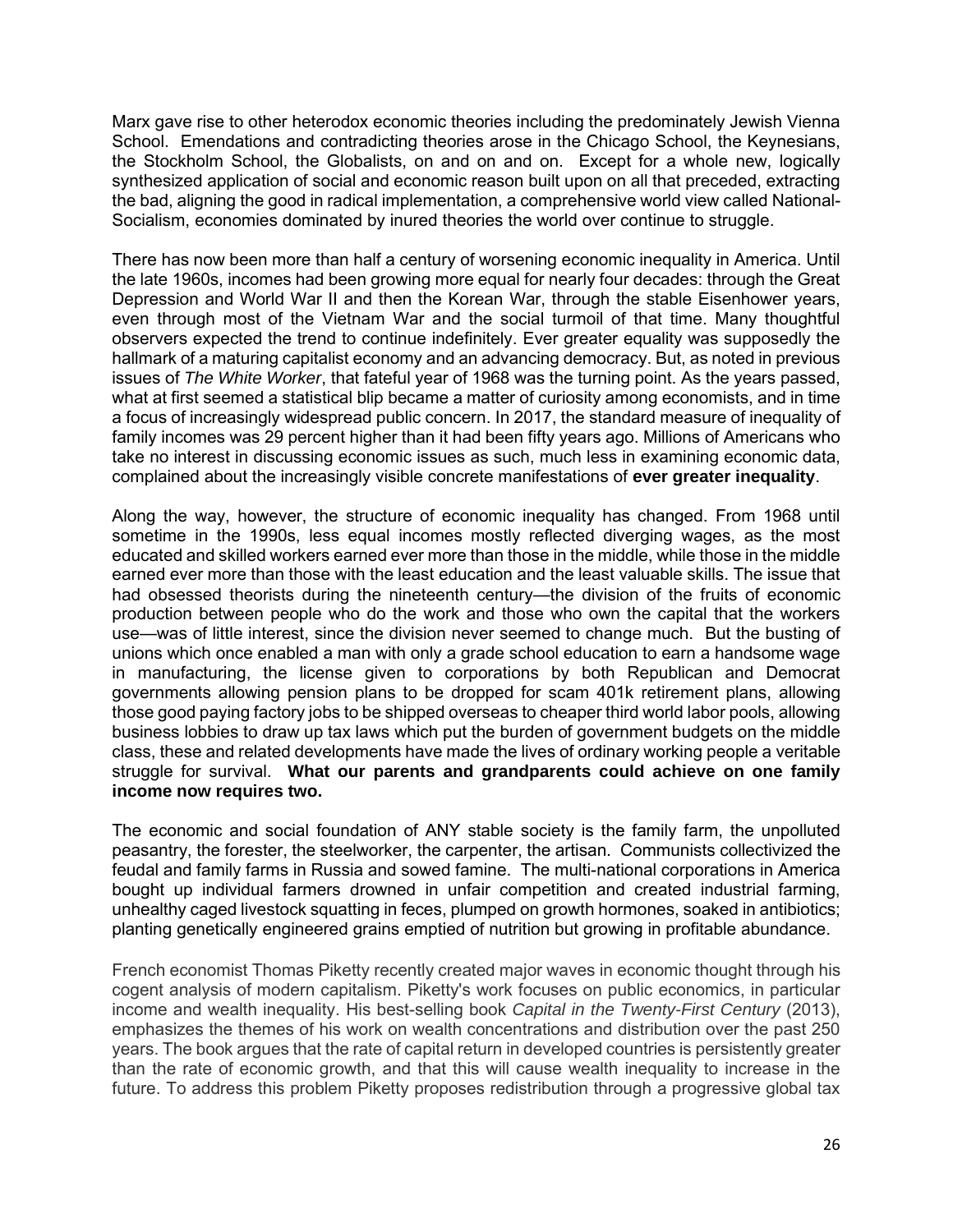Marx gave rise to other heterodox economic theories including the predominately Jewish Vienna School. Emendations and contradicting theories arose in the Chicago School, the Keynesians, the Stockholm School, the Globalists, on and on and on. Except for a whole new, logically synthesized application of social and economic reason built upon on all that preceded, extracting the bad, aligning the good in radical implementation, a comprehensive world view called National-Socialism, economies dominated by inured theories the world over continue to struggle.

There has now been more than half a century of worsening economic inequality in America. Until the late 1960s, incomes had been growing more equal for nearly four decades: through the Great Depression and World War II and then the Korean War, through the stable Eisenhower years, even through most of the Vietnam War and the social turmoil of that time. Many thoughtful observers expected the trend to continue indefinitely. Ever greater equality was supposedly the hallmark of a maturing capitalist economy and an advancing democracy. But, as noted in previous issues of *The White Worker*, that fateful year of 1968 was the turning point. As the years passed, what at first seemed a statistical blip became a matter of curiosity among economists, and in time a focus of increasingly widespread public concern. In 2017, the standard measure of inequality of family incomes was 29 percent higher than it had been fifty years ago. Millions of Americans who take no interest in discussing economic issues as such, much less in examining economic data, complained about the increasingly visible concrete manifestations of **ever greater inequality**.

Along the way, however, the structure of economic inequality has changed. From 1968 until sometime in the 1990s, less equal incomes mostly reflected diverging wages, as the most educated and skilled workers earned ever more than those in the middle, while those in the middle earned ever more than those with the least education and the least valuable skills. The issue that had obsessed theorists during the nineteenth century—the division of the fruits of economic production between people who do the work and those who own the capital that the workers use—was of little interest, since the division never seemed to change much. But the busting of unions which once enabled a man with only a grade school education to earn a handsome wage in manufacturing, the license given to corporations by both Republican and Democrat governments allowing pension plans to be dropped for scam 401k retirement plans, allowing those good paying factory jobs to be shipped overseas to cheaper third world labor pools, allowing business lobbies to draw up tax laws which put the burden of government budgets on the middle class, these and related developments have made the lives of ordinary working people a veritable struggle for survival. **What our parents and grandparents could achieve on one family income now requires two.**

The economic and social foundation of ANY stable society is the family farm, the unpolluted peasantry, the forester, the steelworker, the carpenter, the artisan. Communists collectivized the feudal and family farms in Russia and sowed famine. The multi-national corporations in America bought up individual farmers drowned in unfair competition and created industrial farming, unhealthy caged livestock squatting in feces, plumped on growth hormones, soaked in antibiotics; planting genetically engineered grains emptied of nutrition but growing in profitable abundance.

French economist Thomas Piketty recently created major waves in economic thought through his cogent analysis of modern capitalism. Piketty's work focuses on public economics, in particular income and wealth inequality. His best-selling book *Capital in the Twenty-First Century* (2013), emphasizes the themes of his work on wealth concentrations and distribution over the past 250 years. The book argues that the rate of capital return in developed countries is persistently greater than the rate of economic growth, and that this will cause wealth inequality to increase in the future. To address this problem Piketty proposes redistribution through a progressive global tax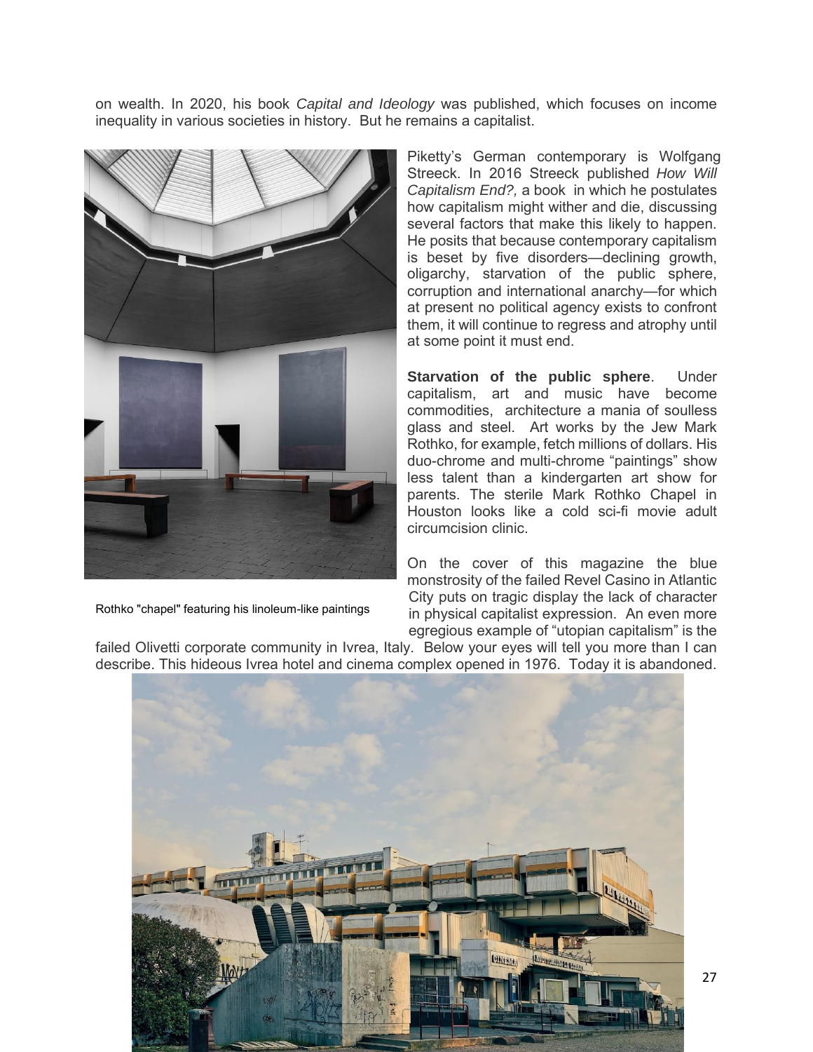on wealth. In 2020, his book *Capital and Ideology* was published, which focuses on income inequality in various societies in history. But he remains a capitalist.

Piketty's German contemporary is Wolfgang Streeck. In 2016 Streeck published *How Will Capitalism End?,* a book in which he postulates how capitalism might wither and die, discussing several factors that make this likely to happen. He posits that because contemporary capitalism is beset by five disorders—declining growth, oligarchy, starvation of the public sphere, corruption and international anarchy—for which at present no political agency exists to confront them, it will continue to regress and atrophy until at some point it must end.

**Starvation of the public sphere**. Under capitalism, art and music have become commodities, architecture a mania of soulless glass and steel. Art works by the Jew Mark Rothko, for example, fetch millions of dollars. His duo-chrome and multi-chrome "paintings" show less talent than a kindergarten art show for parents. The sterile Mark Rothko Chapel in Houston looks like a cold sci-fi movie adult circumcision clinic.

Rothko "chapel" featuring his linoleum-like paintings

On the cover of this magazine the blue monstrosity of the failed Revel Casino in Atlantic City puts on tragic display the lack of character in physical capitalist expression. An even more egregious example of "utopian capitalism" is the failed Olivetti corporate community in Ivrea, Italy. Below your eyes will tell you more than I can describe. This hideous Ivrea hotel and cinema complex opened in 1976. Today it is abandoned.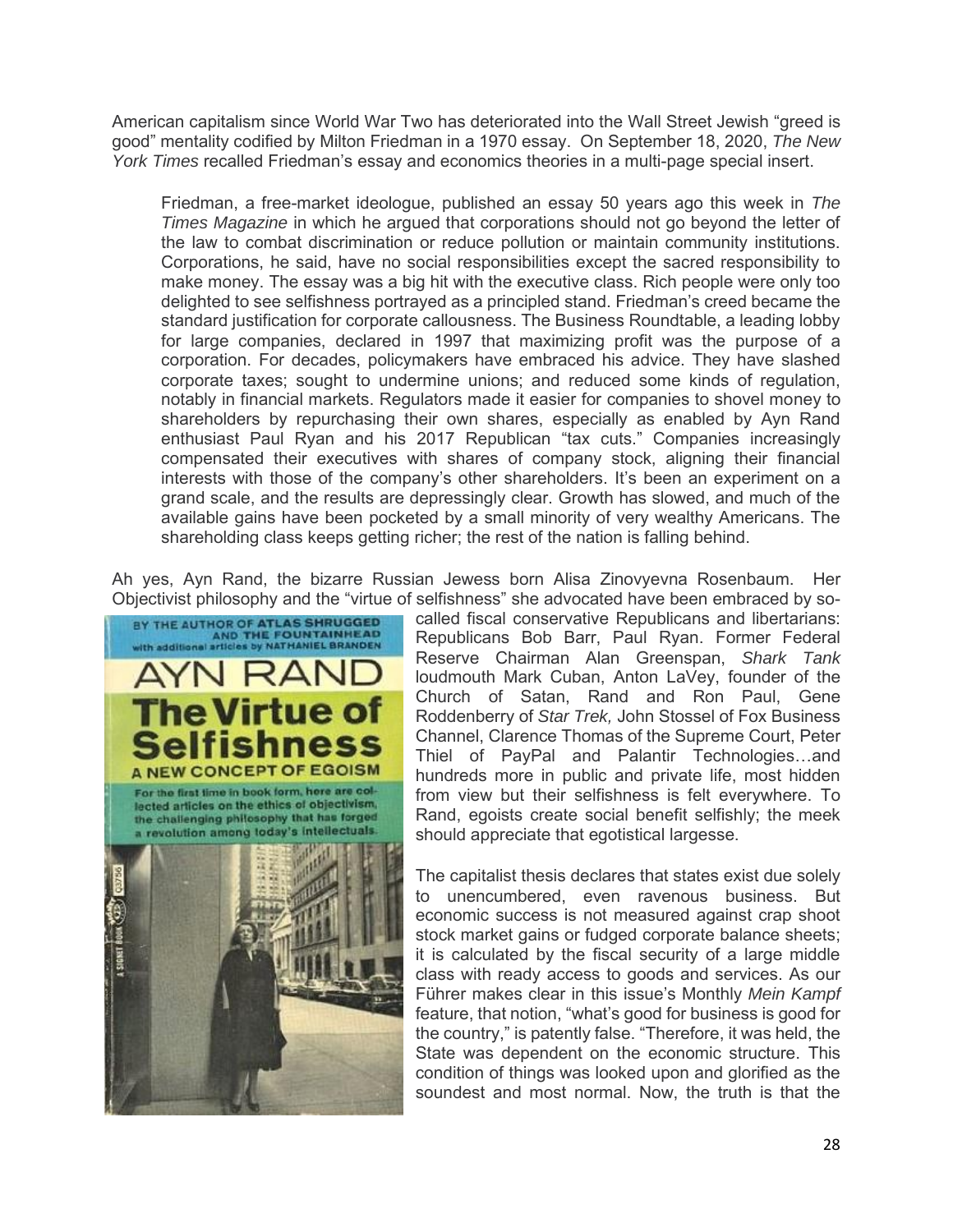American capitalism since World War Two has deteriorated into the Wall Street Jewish "greed is good" mentality codified by Milton Friedman in a 1970 essay. On September 18, 2020, *The New York Times* recalled Friedman's essay and economics theories in a multi-page special insert.

> Friedman, a free-market ideologue, published an essay 50 years ago this week in *The Times Magazine* in which he argued that corporations should not go beyond the letter of the law to combat discrimination or reduce pollution or maintain community institutions. Corporations, he said, have no social responsibilities except the sacred responsibility to make money. The essay was a big hit with the executive class. Rich people were only too delighted to see selfishness portrayed as a principled stand. Friedman's creed became the standard justification for corporate callousness. The Business Roundtable, a leading lobby for large companies, declared in 1997 that maximizing profit was the purpose of a corporation. For decades, policymakers have embraced his advice. They have slashed corporate taxes; sought to undermine unions; and reduced some kinds of regulation, notably in financial markets. Regulators made it easier for companies to shovel money to shareholders by repurchasing their own shares, especially as enabled by Ayn Rand enthusiast Paul Ryan and his 2017 Republican "tax cuts." Companies increasingly compensated their executives with shares of company stock, aligning their financial interests with those of the company's other shareholders. It's been an experiment on a grand scale, and the results are depressingly clear. Growth has slowed, and much of the available gains have been pocketed by a small minority of very wealthy Americans. The shareholding class keeps getting richer; the rest of the nation is falling behind.

Ah yes, Ayn Rand, the bizarre Russian Jewess born Alisa Zinovyevna Rosenbaum. Her Objectivist philosophy and the "virtue of selfishness" she advocated have been embraced by so-called fiscal conservative Republicans and libertarians: Republicans Bob Barr, Paul Ryan. Former Federal Reserve Chairman Alan Greenspan, *Shark Tank* loudmouth Mark Cuban, Anton LaVey, founder of the Church of Satan, Rand and Ron Paul, Gene Roddenberry of *Star Trek,* John Stossel of Fox Business Channel, Clarence Thomas of the Supreme Court, Peter Thiel of PayPal and Palantir Technologies…and hundreds more in public and private life, most hidden from view but their selfishness is felt everywhere. To Rand, egoists create social benefit selfishly; the meek should appreciate that egotistical largesse.

The capitalist thesis declares that states exist due solely to unencumbered, even ravenous business. But economic success is not measured against crap shoot stock market gains or fudged corporate balance sheets; it is calculated by the fiscal security of a large middle class with ready access to goods and services. As our Führer makes clear in this issue's Monthly *Mein Kampf* feature, that notion, "what's good for business is good for the country," is patently false. "Therefore, it was held, the State was dependent on the economic structure. This condition of things was looked upon and glorified as the soundest and most normal. Now, the truth is that the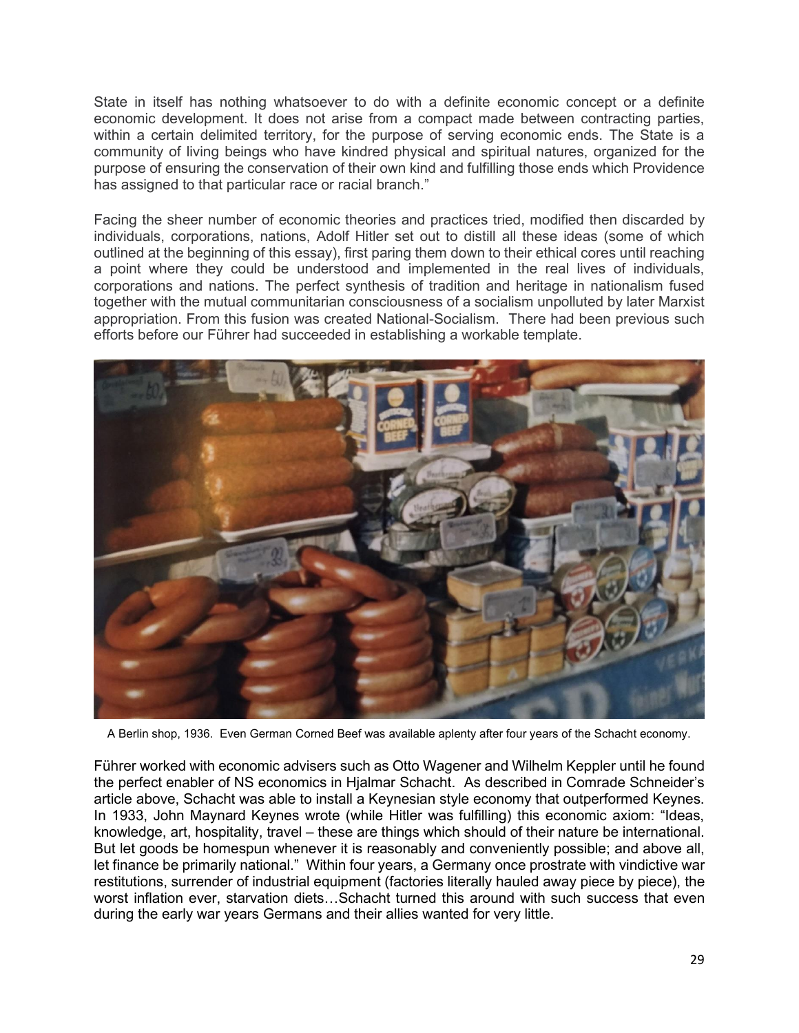State in itself has nothing whatsoever to do with a definite economic concept or a definite economic development. It does not arise from a compact made between contracting parties, within a certain delimited territory, for the purpose of serving economic ends. The State is a community of living beings who have kindred physical and spiritual natures, organized for the purpose of ensuring the conservation of their own kind and fulfilling those ends which Providence has assigned to that particular race or racial branch."

Facing the sheer number of economic theories and practices tried, modified then discarded by individuals, corporations, nations, Adolf Hitler set out to distill all these ideas (some of which outlined at the beginning of this essay), first paring them down to their ethical cores until reaching a point where they could be understood and implemented in the real lives of individuals, corporations and nations. The perfect synthesis of tradition and heritage in nationalism fused together with the mutual communitarian consciousness of a socialism unpolluted by later Marxist appropriation. From this fusion was created National-Socialism. There had been previous such efforts before our Führer had succeeded in establishing a workable template.

A Berlin shop, 1936. Even German Corned Beef was available aplenty after four years of the Schacht economy.

Führer worked with economic advisers such as Otto Wagener and Wilhelm Keppler until he found the perfect enabler of NS economics in Hjalmar Schacht. As described in Comrade Schneider's article above, Schacht was able to install a Keynesian style economy that outperformed Keynes. In 1933, John Maynard Keynes wrote (while Hitler was fulfilling) this economic axiom: "Ideas, knowledge, art, hospitality, travel – these are things which should of their nature be international. But let goods be homespun whenever it is reasonably and conveniently possible; and above all, let finance be primarily national." Within four years, a Germany once prostrate with vindictive war restitutions, surrender of industrial equipment (factories literally hauled away piece by piece), the worst inflation ever, starvation diets…Schacht turned this around with such success that even during the early war years Germans and their allies wanted for very little.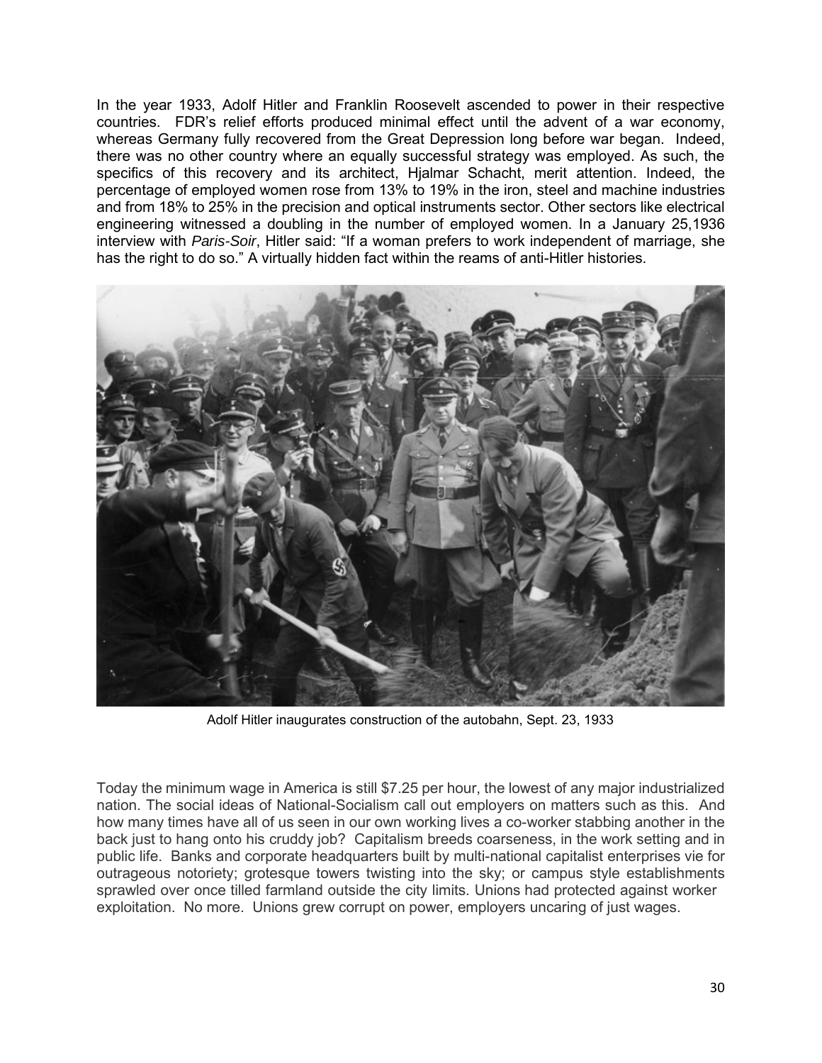In the year 1933, Adolf Hitler and Franklin Roosevelt ascended to power in their respective countries. FDR's relief efforts produced minimal effect until the advent of a war economy, whereas Germany fully recovered from the Great Depression long before war began. Indeed, there was no other country where an equally successful strategy was employed. As such, the specifics of this recovery and its architect, Hjalmar Schacht, merit attention. Indeed, the percentage of employed women rose from 13% to 19% in the iron, steel and machine industries and from 18% to 25% in the precision and optical instruments sector. Other sectors like electrical engineering witnessed a doubling in the number of employed women. In a January 25,1936 interview with *Paris-Soir*, Hitler said: "If a woman prefers to work independent of marriage, she has the right to do so." A virtually hidden fact within the reams of anti-Hitler histories.

Adolf Hitler inaugurates construction of the autobahn, Sept. 23, 1933

Today the minimum wage in America is still $7.25 per hour, the lowest of any major industrialized nation. The social ideas of National-Socialism call out employers on matters such as this. And how many times have all of us seen in our own working lives a co-worker stabbing another in the back just to hang onto his cruddy job? Capitalism breeds coarseness, in the work setting and in public life. Banks and corporate headquarters built by multi-national capitalist enterprises vie for outrageous notoriety; grotesque towers twisting into the sky; or campus style establishments sprawled over once tilled farmland outside the city limits. Unions had protected against worker exploitation. No more. Unions grew corrupt on power, employers uncaring of just wages.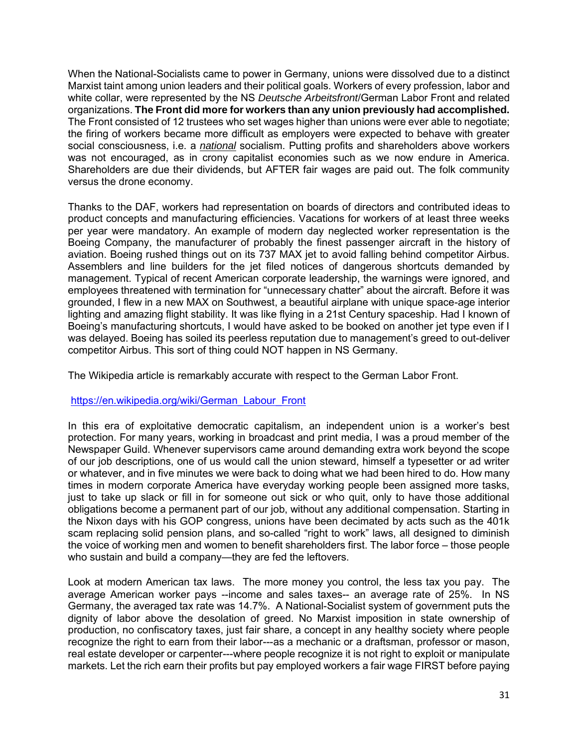When the National-Socialists came to power in Germany, unions were dissolved due to a distinct Marxist taint among union leaders and their political goals. Workers of every profession, labor and white collar, were represented by the NS *Deutsche Arbeitsfront*/German Labor Front and related organizations. **The Front did more for workers than any union previously had accomplished.** The Front consisted of 12 trustees who set wages higher than unions were ever able to negotiate; the firing of workers became more difficult as employers were expected to behave with greater social consciousness, i.e. a ***national*** socialism. Putting profits and shareholders above workers was not encouraged, as in crony capitalist economies such as we now endure in America. Shareholders are due their dividends, but AFTER fair wages are paid out. The folk community versus the drone economy.

Thanks to the DAF, workers had representation on boards of directors and contributed ideas to product concepts and manufacturing efficiencies. Vacations for workers of at least three weeks per year were mandatory. An example of modern day neglected worker representation is the Boeing Company, the manufacturer of probably the finest passenger aircraft in the history of aviation. Boeing rushed things out on its 737 MAX jet to avoid falling behind competitor Airbus. Assemblers and line builders for the jet filed notices of dangerous shortcuts demanded by management. Typical of recent American corporate leadership, the warnings were ignored, and employees threatened with termination for "unnecessary chatter" about the aircraft. Before it was grounded, I flew in a new MAX on Southwest, a beautiful airplane with unique space-age interior lighting and amazing flight stability. It was like flying in a 21st Century spaceship. Had I known of Boeing's manufacturing shortcuts, I would have asked to be booked on another jet type even if I was delayed. Boeing has soiled its peerless reputation due to management's greed to out-deliver competitor Airbus. This sort of thing could NOT happen in NS Germany.

The Wikipedia article is remarkably accurate with respect to the German Labor Front.

https://en.wikipedia.org/wiki/German_Labour_Front

In this era of exploitative democratic capitalism, an independent union is a worker's best protection. For many years, working in broadcast and print media, I was a proud member of the Newspaper Guild. Whenever supervisors came around demanding extra work beyond the scope of our job descriptions, one of us would call the union steward, himself a typesetter or ad writer or whatever, and in five minutes we were back to doing what we had been hired to do. How many times in modern corporate America have everyday working people been assigned more tasks, just to take up slack or fill in for someone out sick or who quit, only to have those additional obligations become a permanent part of our job, without any additional compensation. Starting in the Nixon days with his GOP congress, unions have been decimated by acts such as the 401k scam replacing solid pension plans, and so-called "right to work" laws, all designed to diminish the voice of working men and women to benefit shareholders first. The labor force – those people who sustain and build a company—they are fed the leftovers.

Look at modern American tax laws. The more money you control, the less tax you pay. The average American worker pays --income and sales taxes-- an average rate of 25%. In NS Germany, the averaged tax rate was 14.7%. A National-Socialist system of government puts the dignity of labor above the desolation of greed. No Marxist imposition in state ownership of production, no confiscatory taxes, just fair share, a concept in any healthy society where people recognize the right to earn from their labor---as a mechanic or a draftsman, professor or mason, real estate developer or carpenter---where people recognize it is not right to exploit or manipulate markets. Let the rich earn their profits but pay employed workers a fair wage FIRST before paying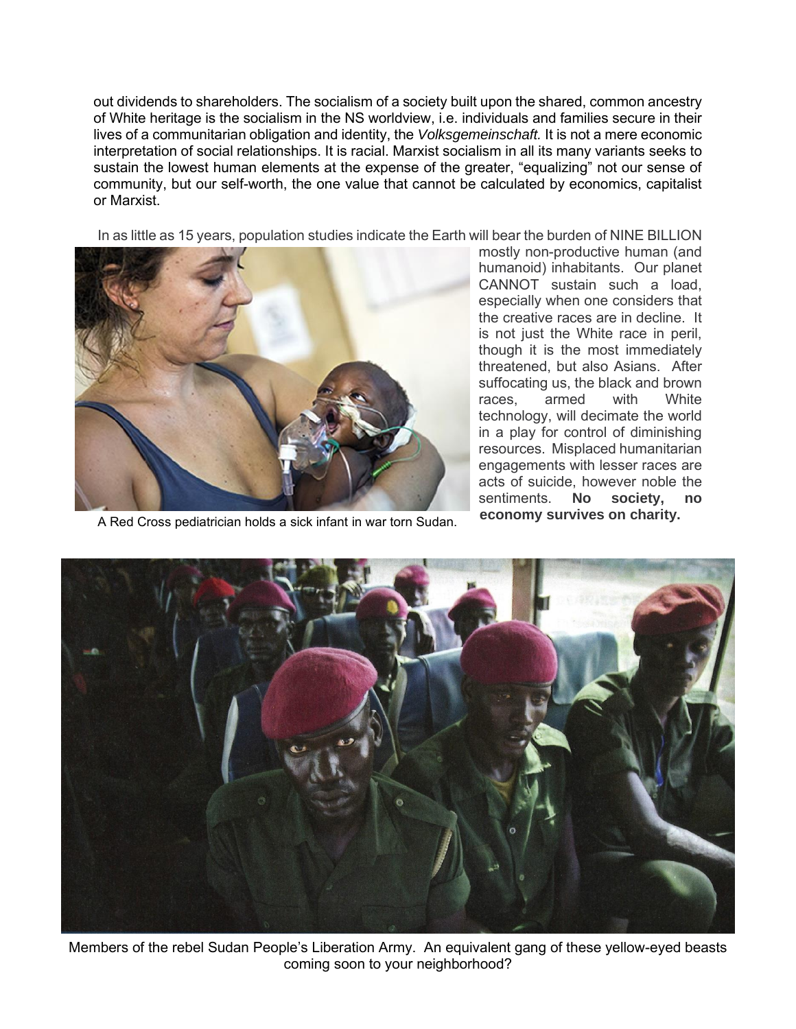out dividends to shareholders. The socialism of a society built upon the shared, common ancestry of White heritage is the socialism in the NS worldview, i.e. individuals and families secure in their lives of a communitarian obligation and identity, the *Volksgemeinschaft.* It is not a mere economic interpretation of social relationships. It is racial. Marxist socialism in all its many variants seeks to sustain the lowest human elements at the expense of the greater, "equalizing" not our sense of community, but our self-worth, the one value that cannot be calculated by economics, capitalist or Marxist.

In as little as 15 years, population studies indicate the Earth will bear the burden of NINE BILLION mostly non-productive human (and humanoid) inhabitants. Our planet CANNOT sustain such a load, especially when one considers that the creative races are in decline. It is not just the White race in peril, though it is the most immediately threatened, but also Asians. After suffocating us, the black and brown races, armed with White technology, will decimate the world in a play for control of diminishing resources. Misplaced humanitarian engagements with lesser races are acts of suicide, however noble the sentiments. **No society, no economy survives on charity.**

A Red Cross pediatrician holds a sick infant in war torn Sudan.

Members of the rebel Sudan People's Liberation Army. An equivalent gang of these yellow-eyed beasts coming soon to your neighborhood?